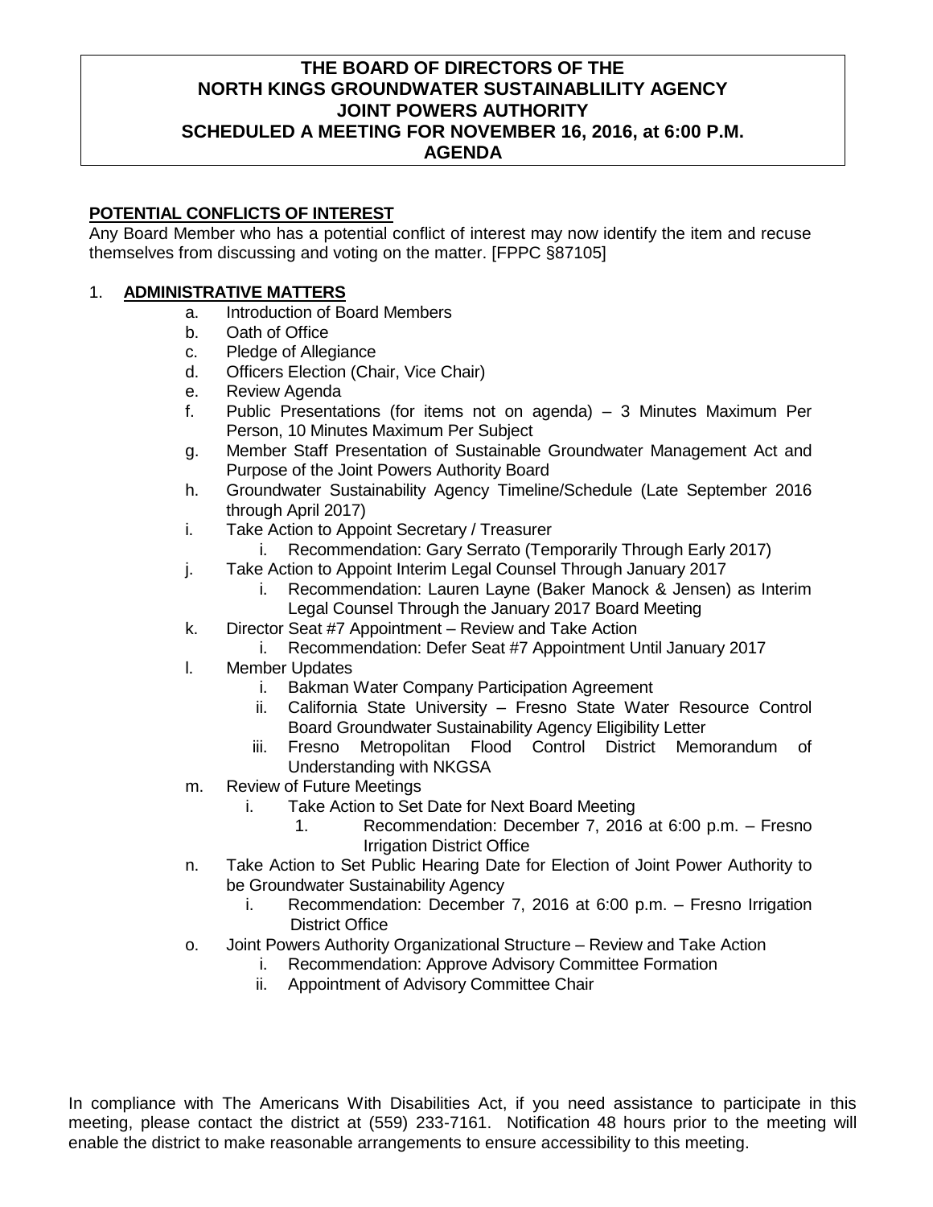**THE BOARD OF DIRECTORS OF THE NORTH KINGS GROUNDWATER SUSTAINABLILITY AGENCY JOINT POWERS AUTHORITY SCHEDULED A MEETING FOR NOVEMBER 16, 2016, at 6:00 P.M. AGENDA**

**POTENTIAL CONFLICTS OF INTEREST**

Any Board Member who has a potential conflict of interest may now identify the item and recuse themselves from discussing and voting on the matter. [FPPC §87105]

1. **ADMINISTRATIVE MATTERS**
   - a. Introduction of Board Members
   - b. Oath of Office
   - c. Pledge of Allegiance
   - d. Officers Election (Chair, Vice Chair)
   - e. Review Agenda
   - f. Public Presentations (for items not on agenda) – 3 Minutes Maximum Per Person, 10 Minutes Maximum Per Subject
   - g. Member Staff Presentation of Sustainable Groundwater Management Act and Purpose of the Joint Powers Authority Board
   - h. Groundwater Sustainability Agency Timeline/Schedule (Late September 2016 through April 2017)
   - i. Take Action to Appoint Secretary / Treasurer
     - i. Recommendation: Gary Serrato (Temporarily Through Early 2017)
   - j. Take Action to Appoint Interim Legal Counsel Through January 2017
     - i. Recommendation: Lauren Layne (Baker Manock & Jensen) as Interim Legal Counsel Through the January 2017 Board Meeting
   - k. Director Seat #7 Appointment – Review and Take Action
     - i. Recommendation: Defer Seat #7 Appointment Until January 2017
   - l. Member Updates
     - i. Bakman Water Company Participation Agreement
     - ii. California State University – Fresno State Water Resource Control Board Groundwater Sustainability Agency Eligibility Letter
     - iii. Fresno Metropolitan Flood Control District Memorandum of Understanding with NKGSA
   - m. Review of Future Meetings
     - i. Take Action to Set Date for Next Board Meeting
       1. Recommendation: December 7, 2016 at 6:00 p.m. – Fresno Irrigation District Office
   - n. Take Action to Set Public Hearing Date for Election of Joint Power Authority to be Groundwater Sustainability Agency
     - i. Recommendation: December 7, 2016 at 6:00 p.m. – Fresno Irrigation District Office
   - o. Joint Powers Authority Organizational Structure – Review and Take Action
     - i. Recommendation: Approve Advisory Committee Formation
     - ii. Appointment of Advisory Committee Chair

In compliance with The Americans With Disabilities Act, if you need assistance to participate in this meeting, please contact the district at (559) 233-7161. Notification 48 hours prior to the meeting will enable the district to make reasonable arrangements to ensure accessibility to this meeting.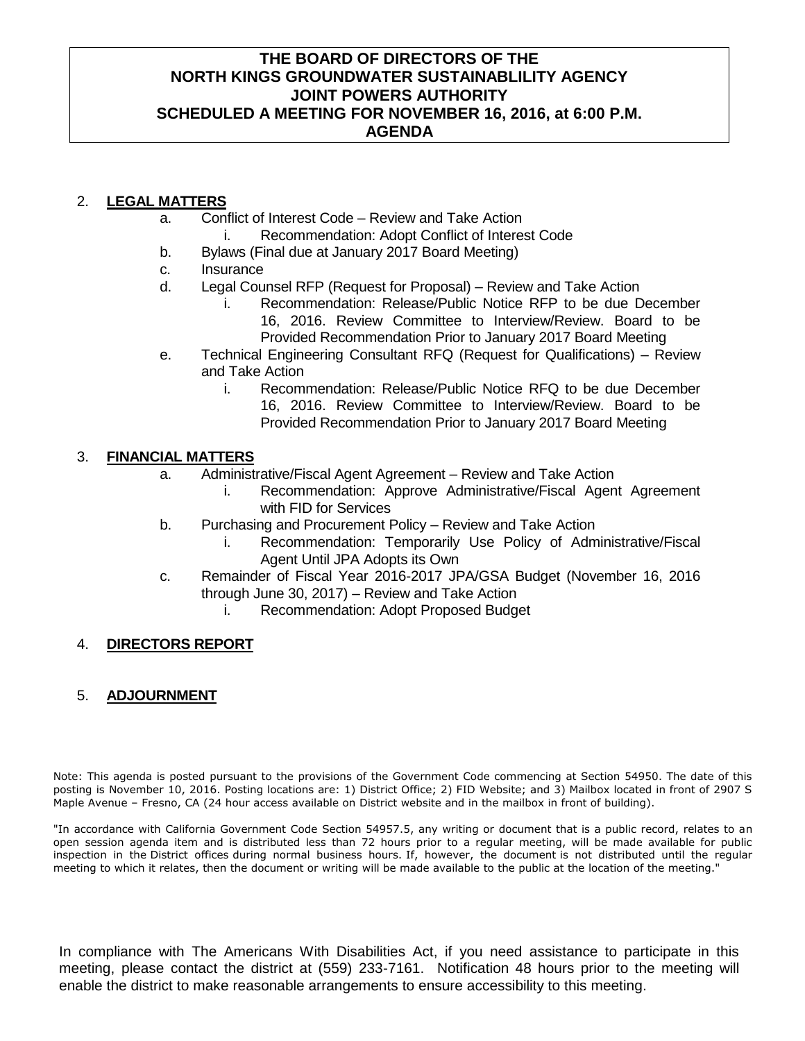**THE BOARD OF DIRECTORS OF THE NORTH KINGS GROUNDWATER SUSTAINABLILITY AGENCY JOINT POWERS AUTHORITY SCHEDULED A MEETING FOR NOVEMBER 16, 2016, at 6:00 P.M. AGENDA**

2. **LEGAL MATTERS**
   a. Conflict of Interest Code – Review and Take Action
      i. Recommendation: Adopt Conflict of Interest Code
   b. Bylaws (Final due at January 2017 Board Meeting)
   c. Insurance
   d. Legal Counsel RFP (Request for Proposal) – Review and Take Action
      i. Recommendation: Release/Public Notice RFP to be due December 16, 2016. Review Committee to Interview/Review. Board to be Provided Recommendation Prior to January 2017 Board Meeting
   e. Technical Engineering Consultant RFQ (Request for Qualifications) – Review and Take Action
      i. Recommendation: Release/Public Notice RFQ to be due December 16, 2016. Review Committee to Interview/Review. Board to be Provided Recommendation Prior to January 2017 Board Meeting

3. **FINANCIAL MATTERS**
   a. Administrative/Fiscal Agent Agreement – Review and Take Action
      i. Recommendation: Approve Administrative/Fiscal Agent Agreement with FID for Services
   b. Purchasing and Procurement Policy – Review and Take Action
      i. Recommendation: Temporarily Use Policy of Administrative/Fiscal Agent Until JPA Adopts its Own
   c. Remainder of Fiscal Year 2016-2017 JPA/GSA Budget (November 16, 2016 through June 30, 2017) – Review and Take Action
      i. Recommendation: Adopt Proposed Budget

4. **DIRECTORS REPORT**

5. **ADJOURNMENT**

Note: This agenda is posted pursuant to the provisions of the Government Code commencing at Section 54950. The date of this posting is November 10, 2016. Posting locations are: 1) District Office; 2) FID Website; and 3) Mailbox located in front of 2907 S Maple Avenue – Fresno, CA (24 hour access available on District website and in the mailbox in front of building).

"In accordance with California Government Code Section 54957.5, any writing or document that is a public record, relates to an open session agenda item and is distributed less than 72 hours prior to a regular meeting, will be made available for public inspection in the District offices during normal business hours. If, however, the document is not distributed until the regular meeting to which it relates, then the document or writing will be made available to the public at the location of the meeting."

In compliance with The Americans With Disabilities Act, if you need assistance to participate in this meeting, please contact the district at (559) 233-7161. Notification 48 hours prior to the meeting will enable the district to make reasonable arrangements to ensure accessibility to this meeting.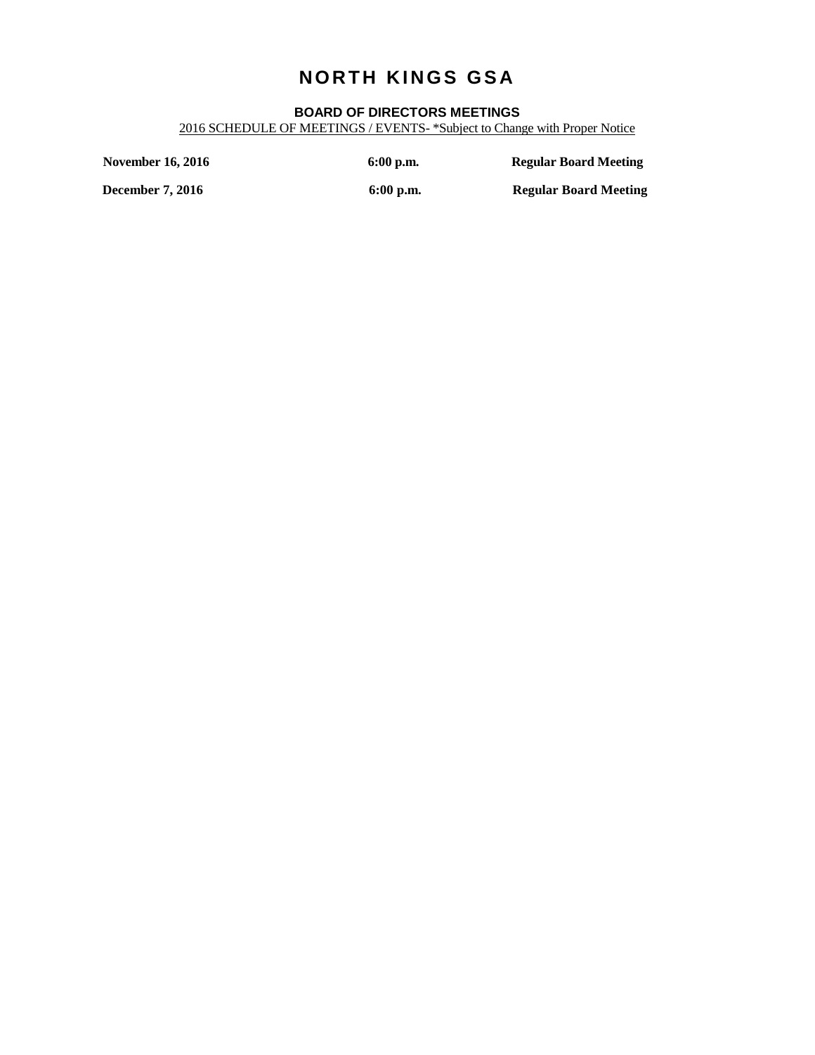# NORTH KINGS GSA

**BOARD OF DIRECTORS MEETINGS**

2016 SCHEDULE OF MEETINGS / EVENTS- *Subject to Change with Proper Notice

| | | |
|---|---|---|
| **November 16, 2016** | **6:00 p.m.** | **Regular Board Meeting** |
| **December 7, 2016** | **6:00 p.m.** | **Regular Board Meeting** |